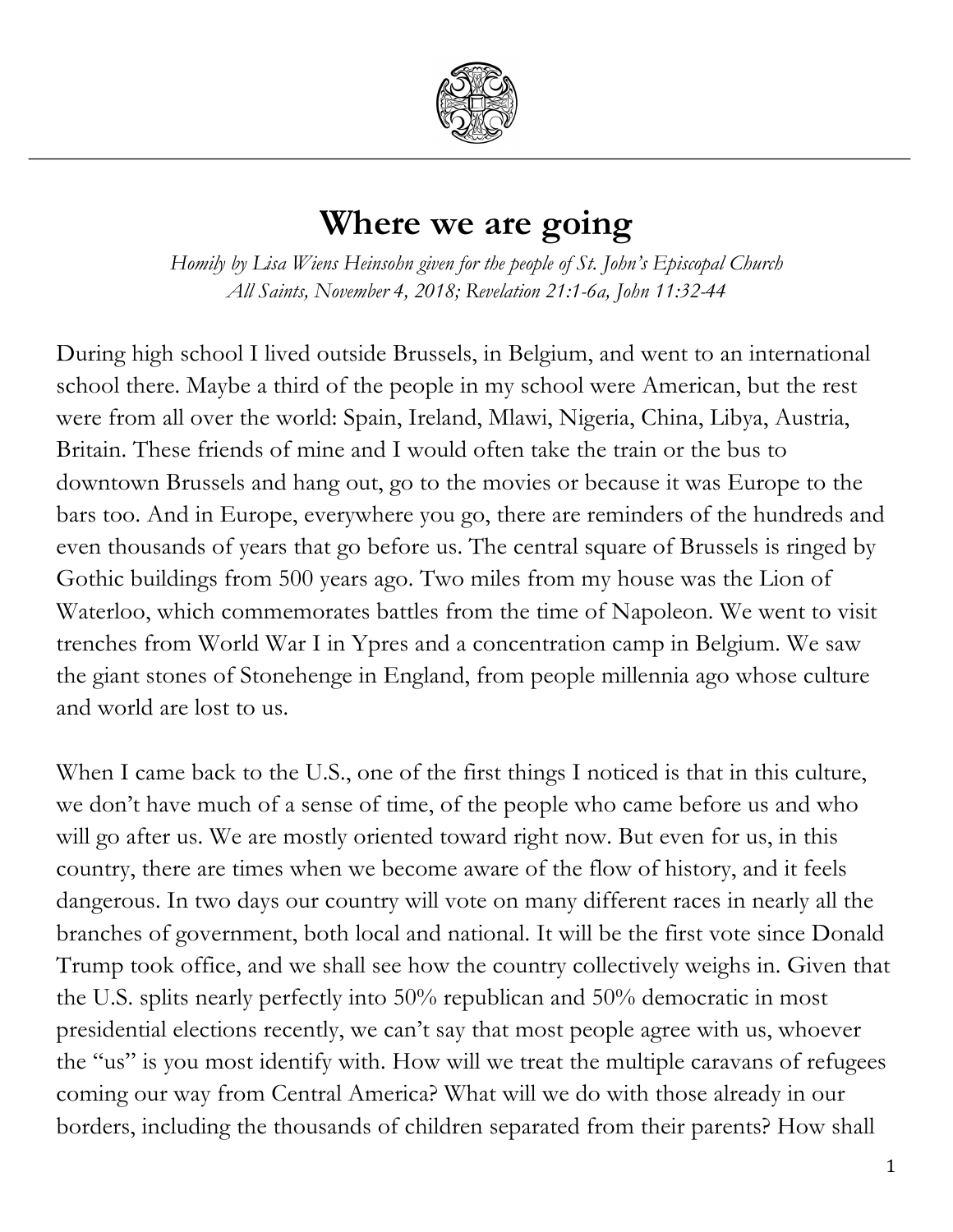# Where we are going

*Homily by Lisa Wiens Heinsohn given for the people of St. John's Episcopal Church*
*All Saints, November 4, 2018; Revelation 21:1-6a, John 11:32-44*

During high school I lived outside Brussels, in Belgium, and went to an international school there. Maybe a third of the people in my school were American, but the rest were from all over the world: Spain, Ireland, Mlawi, Nigeria, China, Libya, Austria, Britain. These friends of mine and I would often take the train or the bus to downtown Brussels and hang out, go to the movies or because it was Europe to the bars too. And in Europe, everywhere you go, there are reminders of the hundreds and even thousands of years that go before us. The central square of Brussels is ringed by Gothic buildings from 500 years ago. Two miles from my house was the Lion of Waterloo, which commemorates battles from the time of Napoleon. We went to visit trenches from World War I in Ypres and a concentration camp in Belgium. We saw the giant stones of Stonehenge in England, from people millennia ago whose culture and world are lost to us.

When I came back to the U.S., one of the first things I noticed is that in this culture, we don't have much of a sense of time, of the people who came before us and who will go after us. We are mostly oriented toward right now. But even for us, in this country, there are times when we become aware of the flow of history, and it feels dangerous. In two days our country will vote on many different races in nearly all the branches of government, both local and national. It will be the first vote since Donald Trump took office, and we shall see how the country collectively weighs in. Given that the U.S. splits nearly perfectly into 50% republican and 50% democratic in most presidential elections recently, we can't say that most people agree with us, whoever the "us" is you most identify with. How will we treat the multiple caravans of refugees coming our way from Central America? What will we do with those already in our borders, including the thousands of children separated from their parents? How shall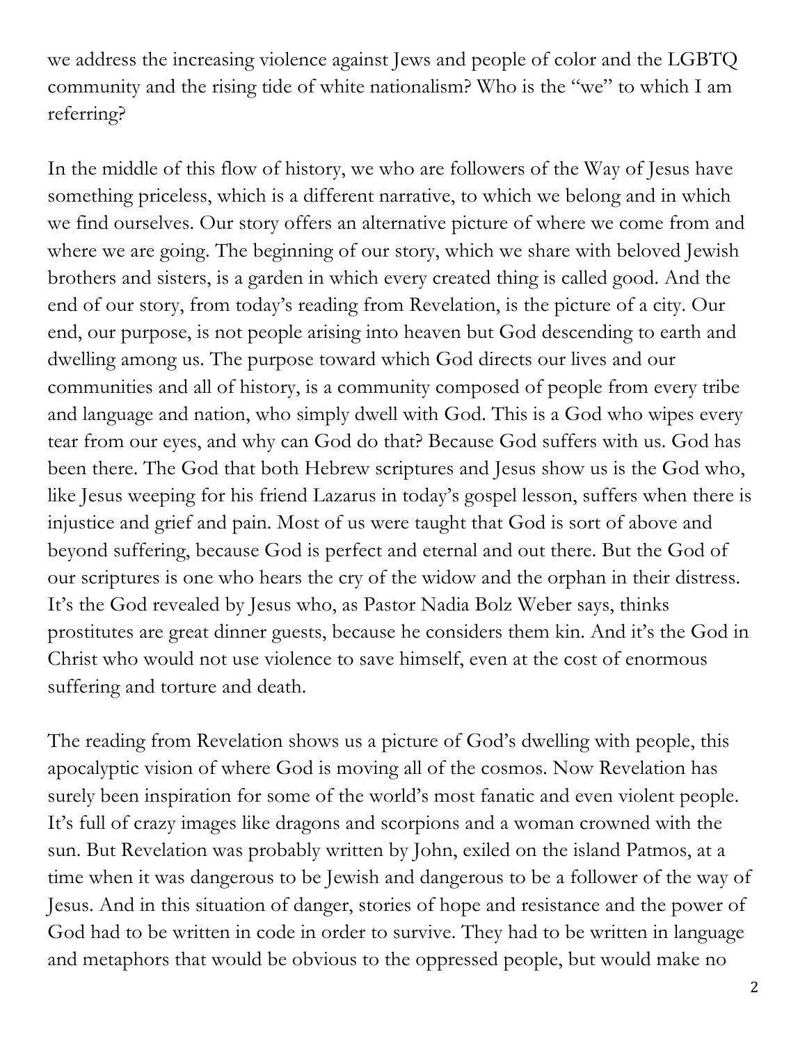we address the increasing violence against Jews and people of color and the LGBTQ community and the rising tide of white nationalism? Who is the "we" to which I am referring?

In the middle of this flow of history, we who are followers of the Way of Jesus have something priceless, which is a different narrative, to which we belong and in which we find ourselves. Our story offers an alternative picture of where we come from and where we are going. The beginning of our story, which we share with beloved Jewish brothers and sisters, is a garden in which every created thing is called good. And the end of our story, from today's reading from Revelation, is the picture of a city. Our end, our purpose, is not people arising into heaven but God descending to earth and dwelling among us. The purpose toward which God directs our lives and our communities and all of history, is a community composed of people from every tribe and language and nation, who simply dwell with God. This is a God who wipes every tear from our eyes, and why can God do that? Because God suffers with us. God has been there. The God that both Hebrew scriptures and Jesus show us is the God who, like Jesus weeping for his friend Lazarus in today's gospel lesson, suffers when there is injustice and grief and pain. Most of us were taught that God is sort of above and beyond suffering, because God is perfect and eternal and out there. But the God of our scriptures is one who hears the cry of the widow and the orphan in their distress. It's the God revealed by Jesus who, as Pastor Nadia Bolz Weber says, thinks prostitutes are great dinner guests, because he considers them kin. And it's the God in Christ who would not use violence to save himself, even at the cost of enormous suffering and torture and death.

The reading from Revelation shows us a picture of God's dwelling with people, this apocalyptic vision of where God is moving all of the cosmos. Now Revelation has surely been inspiration for some of the world's most fanatic and even violent people. It's full of crazy images like dragons and scorpions and a woman crowned with the sun. But Revelation was probably written by John, exiled on the island Patmos, at a time when it was dangerous to be Jewish and dangerous to be a follower of the way of Jesus. And in this situation of danger, stories of hope and resistance and the power of God had to be written in code in order to survive. They had to be written in language and metaphors that would be obvious to the oppressed people, but would make no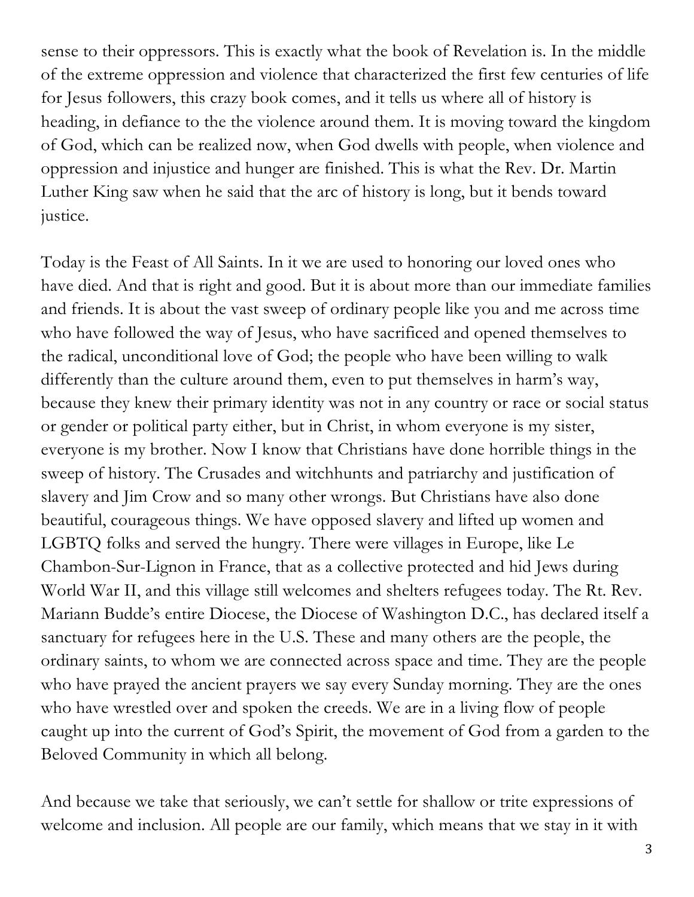sense to their oppressors. This is exactly what the book of Revelation is. In the middle of the extreme oppression and violence that characterized the first few centuries of life for Jesus followers, this crazy book comes, and it tells us where all of history is heading, in defiance to the the violence around them. It is moving toward the kingdom of God, which can be realized now, when God dwells with people, when violence and oppression and injustice and hunger are finished. This is what the Rev. Dr. Martin Luther King saw when he said that the arc of history is long, but it bends toward justice.

Today is the Feast of All Saints. In it we are used to honoring our loved ones who have died. And that is right and good. But it is about more than our immediate families and friends. It is about the vast sweep of ordinary people like you and me across time who have followed the way of Jesus, who have sacrificed and opened themselves to the radical, unconditional love of God; the people who have been willing to walk differently than the culture around them, even to put themselves in harm's way, because they knew their primary identity was not in any country or race or social status or gender or political party either, but in Christ, in whom everyone is my sister, everyone is my brother. Now I know that Christians have done horrible things in the sweep of history. The Crusades and witchhunts and patriarchy and justification of slavery and Jim Crow and so many other wrongs. But Christians have also done beautiful, courageous things. We have opposed slavery and lifted up women and LGBTQ folks and served the hungry. There were villages in Europe, like Le Chambon-Sur-Lignon in France, that as a collective protected and hid Jews during World War II, and this village still welcomes and shelters refugees today. The Rt. Rev. Mariann Budde's entire Diocese, the Diocese of Washington D.C., has declared itself a sanctuary for refugees here in the U.S. These and many others are the people, the ordinary saints, to whom we are connected across space and time. They are the people who have prayed the ancient prayers we say every Sunday morning. They are the ones who have wrestled over and spoken the creeds. We are in a living flow of people caught up into the current of God's Spirit, the movement of God from a garden to the Beloved Community in which all belong.

And because we take that seriously, we can't settle for shallow or trite expressions of welcome and inclusion. All people are our family, which means that we stay in it with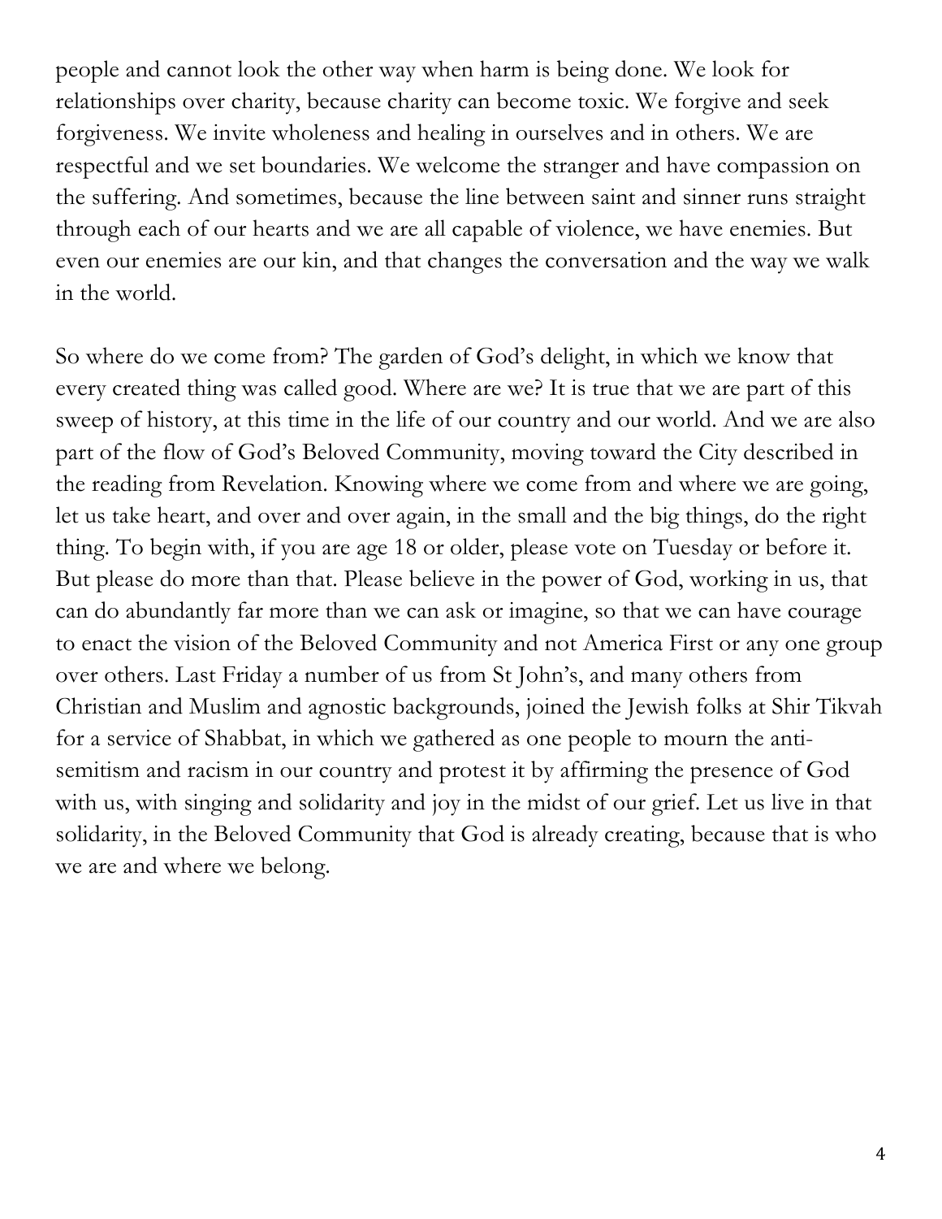people and cannot look the other way when harm is being done. We look for relationships over charity, because charity can become toxic. We forgive and seek forgiveness. We invite wholeness and healing in ourselves and in others. We are respectful and we set boundaries. We welcome the stranger and have compassion on the suffering. And sometimes, because the line between saint and sinner runs straight through each of our hearts and we are all capable of violence, we have enemies. But even our enemies are our kin, and that changes the conversation and the way we walk in the world.

So where do we come from? The garden of God's delight, in which we know that every created thing was called good. Where are we? It is true that we are part of this sweep of history, at this time in the life of our country and our world. And we are also part of the flow of God's Beloved Community, moving toward the City described in the reading from Revelation. Knowing where we come from and where we are going, let us take heart, and over and over again, in the small and the big things, do the right thing. To begin with, if you are age 18 or older, please vote on Tuesday or before it. But please do more than that. Please believe in the power of God, working in us, that can do abundantly far more than we can ask or imagine, so that we can have courage to enact the vision of the Beloved Community and not America First or any one group over others. Last Friday a number of us from St John's, and many others from Christian and Muslim and agnostic backgrounds, joined the Jewish folks at Shir Tikvah for a service of Shabbat, in which we gathered as one people to mourn the anti-semitism and racism in our country and protest it by affirming the presence of God with us, with singing and solidarity and joy in the midst of our grief. Let us live in that solidarity, in the Beloved Community that God is already creating, because that is who we are and where we belong.